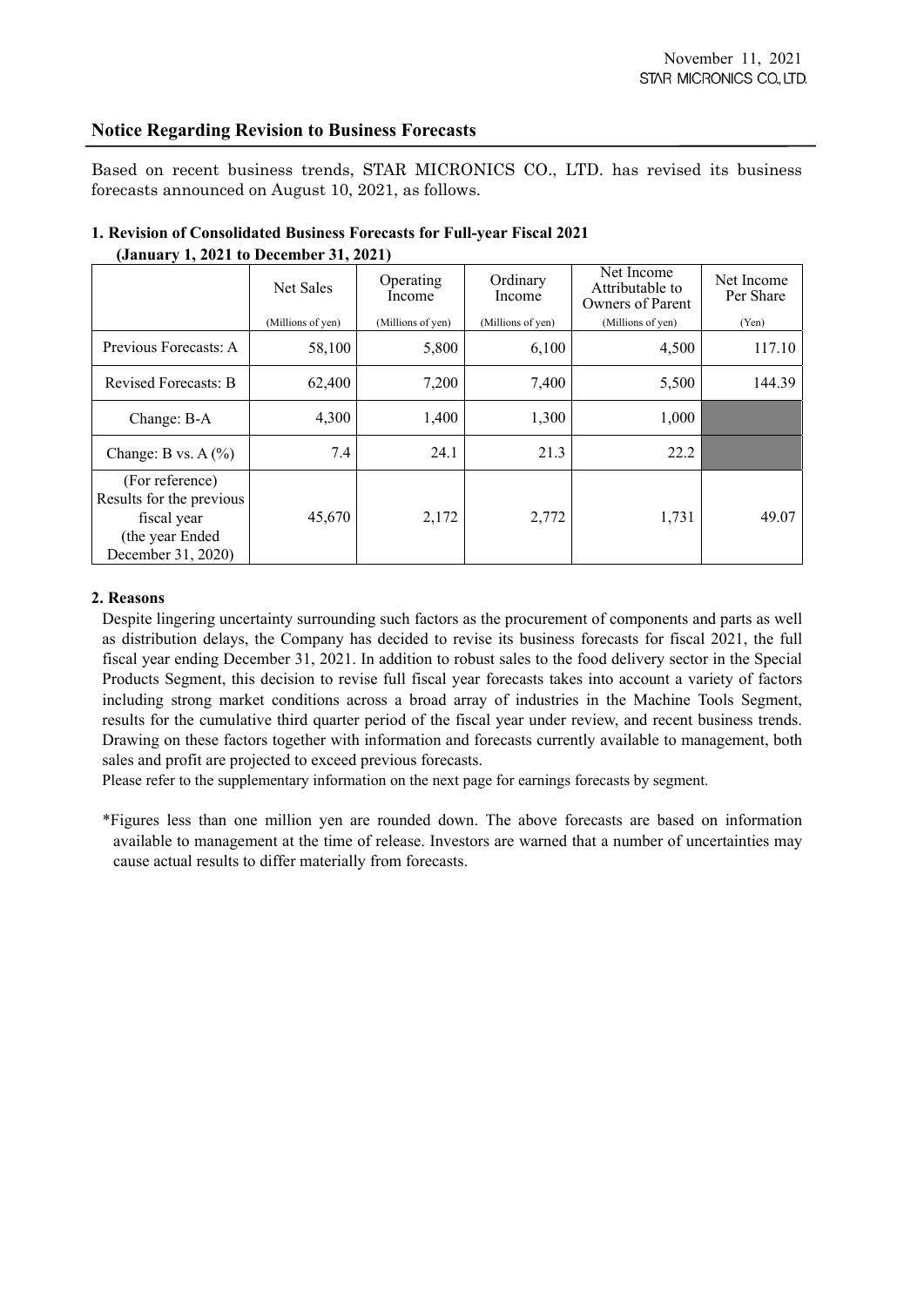November 11, 2021
STAR MICRONICS CO., LTD.

## Notice Regarding Revision to Business Forecasts

Based on recent business trends, STAR MICRONICS CO., LTD. has revised its business forecasts announced on August 10, 2021, as follows.

### 1. Revision of Consolidated Business Forecasts for Full-year Fiscal 2021 (January 1, 2021 to December 31, 2021)

| | Net Sales (Millions of yen) | Operating Income (Millions of yen) | Ordinary Income (Millions of yen) | Net Income Attributable to Owners of Parent (Millions of yen) | Net Income Per Share (Yen) |
|---|---|---|---|---|---|
| Previous Forecasts: A | 58,100 | 5,800 | 6,100 | 4,500 | 117.10 |
| Revised Forecasts: B | 62,400 | 7,200 | 7,400 | 5,500 | 144.39 |
| Change: B-A | 4,300 | 1,400 | 1,300 | 1,000 | |
| Change: B vs. A (%) | 7.4 | 24.1 | 21.3 | 22.2 | |
| (For reference) Results for the previous fiscal year (the year Ended December 31, 2020) | 45,670 | 2,172 | 2,772 | 1,731 | 49.07 |

### 2. Reasons

Despite lingering uncertainty surrounding such factors as the procurement of components and parts as well as distribution delays, the Company has decided to revise its business forecasts for fiscal 2021, the full fiscal year ending December 31, 2021. In addition to robust sales to the food delivery sector in the Special Products Segment, this decision to revise full fiscal year forecasts takes into account a variety of factors including strong market conditions across a broad array of industries in the Machine Tools Segment, results for the cumulative third quarter period of the fiscal year under review, and recent business trends. Drawing on these factors together with information and forecasts currently available to management, both sales and profit are projected to exceed previous forecasts.

Please refer to the supplementary information on the next page for earnings forecasts by segment.

*Figures less than one million yen are rounded down. The above forecasts are based on information available to management at the time of release. Investors are warned that a number of uncertainties may cause actual results to differ materially from forecasts.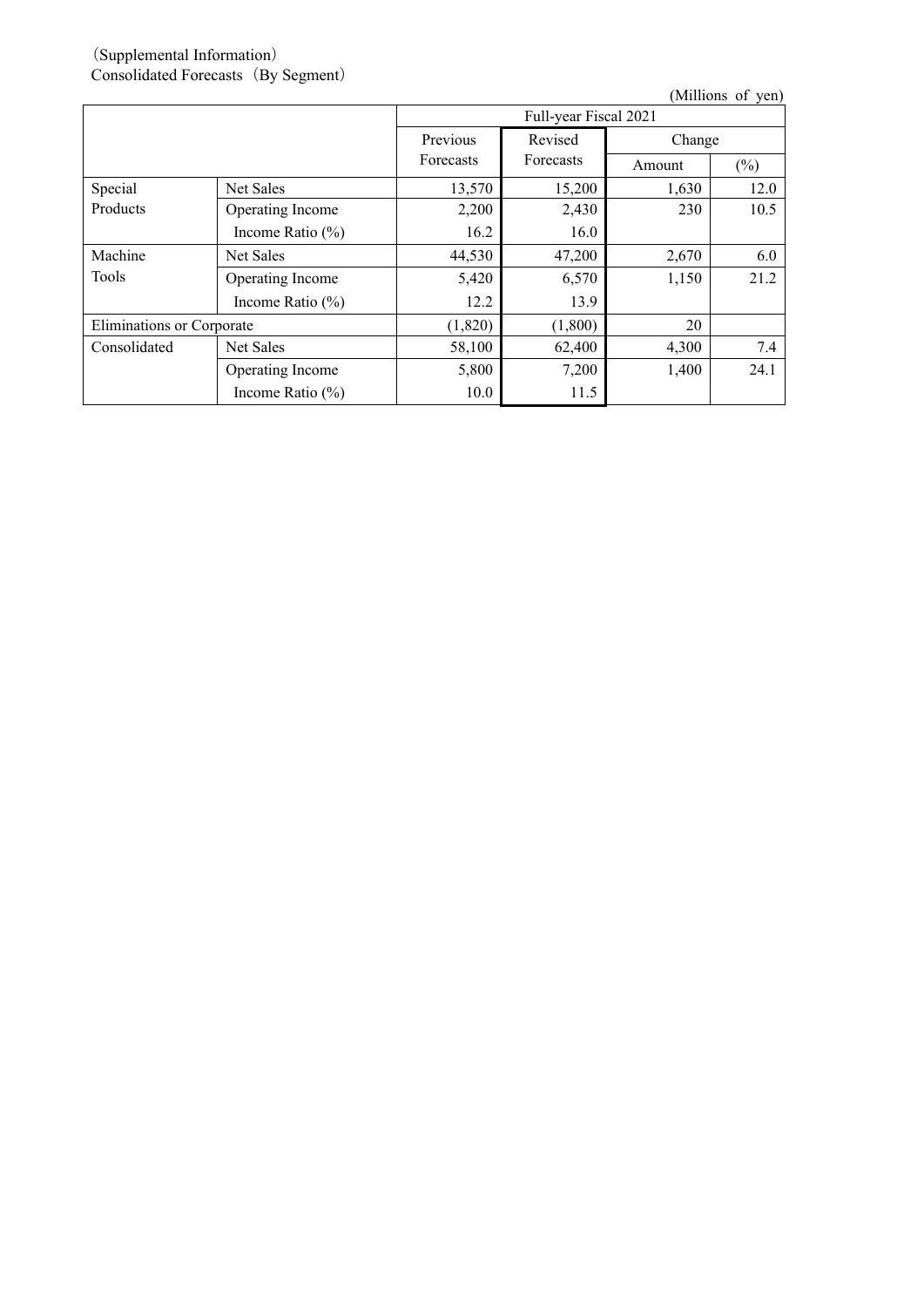（Supplemental Information）
Consolidated Forecasts（By Segment）

(Millions of yen)

| | | Full-year Fiscal 2021 | | | |
|---|---|---|---|---|---|
| | | Previous Forecasts | Revised Forecasts | Change | |
| | | | | Amount | (%) |
| Special Products | Net Sales | 13,570 | 15,200 | 1,630 | 12.0 |
| | Operating Income | 2,200 | 2,430 | 230 | 10.5 |
| | Income Ratio (%) | 16.2 | 16.0 | | |
| Machine Tools | Net Sales | 44,530 | 47,200 | 2,670 | 6.0 |
| | Operating Income | 5,420 | 6,570 | 1,150 | 21.2 |
| | Income Ratio (%) | 12.2 | 13.9 | | |
| Eliminations or Corporate | | (1,820) | (1,800) | 20 | |
| Consolidated | Net Sales | 58,100 | 62,400 | 4,300 | 7.4 |
| | Operating Income | 5,800 | 7,200 | 1,400 | 24.1 |
| | Income Ratio (%) | 10.0 | 11.5 | | |